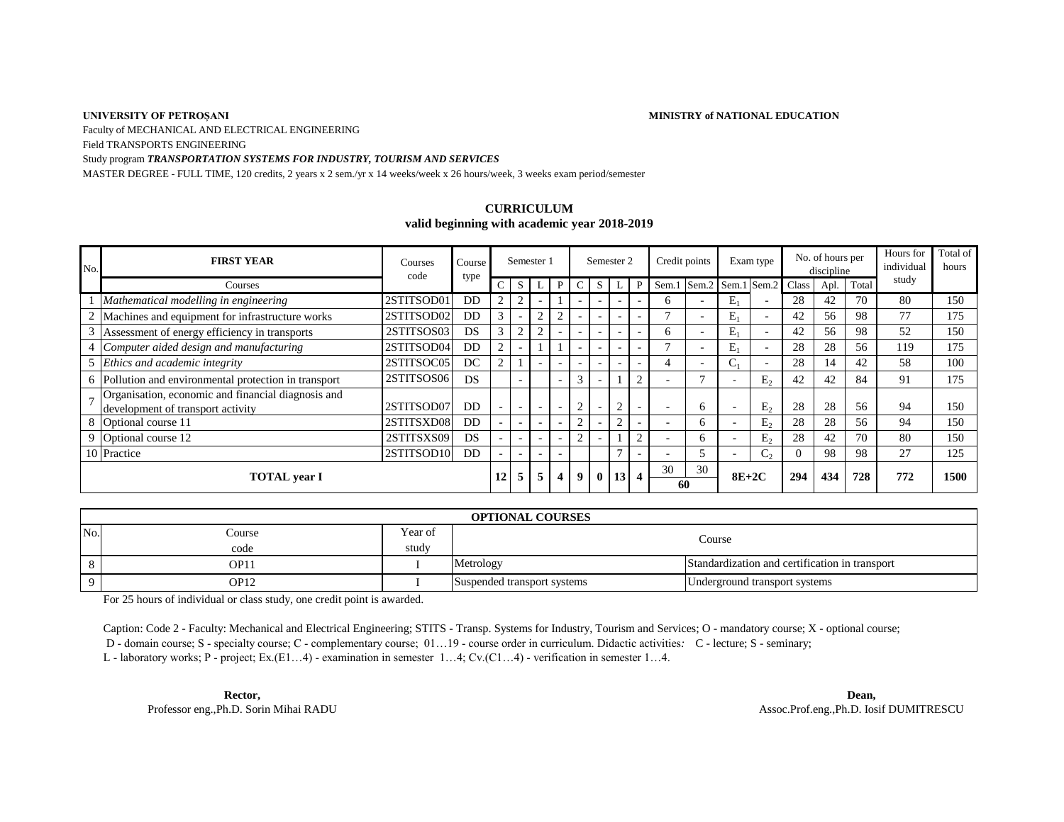**UNIVERSITY OF PETROȘANI** **MINISTRY of NATIONAL EDUCATION**

Faculty of MECHANICAL AND ELECTRICAL ENGINEERING

Field TRANSPORTS ENGINEERING

Study program ***TRANSPORTATION SYSTEMS FOR INDUSTRY, TOURISM AND SERVICES***

MASTER DEGREE - FULL TIME, 120 credits, 2 years x 2 sem./yr x 14 weeks/week x 26 hours/week, 3 weeks exam period/semester

## CURRICULUM
### valid beginning with academic year 2018-2019

| No. | FIRST YEAR | Courses code | Course type | Semester 1 | | | | Semester 2 | | | | Credit points | | Exam type | | No. of hours per discipline | | | Hours for individual study | Total of hours |
|---|---|---|---|---|---|---|---|---|---|---|---|---|---|---|---|---|---|---|---|---|
| | Courses | | | C | S | L | P | C | S | L | P | Sem.1 | Sem.2 | Sem.1 | Sem.2 | Class | Apl. | Total | | |
| 1 | *Mathematical modelling in engineering* | 2STITSOD01 | DD | 2 | 2 | - | 1 | - | - | - | - | 6 | - | $E_1$ | - | 28 | 42 | 70 | 80 | 150 |
| 2 | Machines and equipment for infrastructure works | 2STITSOD02 | DD | 3 | - | 2 | 2 | - | - | - | - | 7 | - | $E_1$ | - | 42 | 56 | 98 | 77 | 175 |
| 3 | Assessment of energy efficiency in transports | 2STITSOS03 | DS | 3 | 2 | 2 | - | - | - | - | - | 6 | - | $E_1$ | - | 42 | 56 | 98 | 52 | 150 |
| 4 | *Computer aided design and manufacturing* | 2STITSOD04 | DD | 2 | - | 1 | 1 | - | - | - | - | 7 | - | $E_1$ | - | 28 | 28 | 56 | 119 | 175 |
| 5 | *Ethics and academic integrity* | 2STITSOC05 | DC | 2 | 1 | - | - | - | - | - | - | 4 | - | $C_1$ | - | 28 | 14 | 42 | 58 | 100 |
| 6 | Pollution and environmental protection in transport | 2STITSOS06 | DS | | - | | - | 3 | - | 1 | 2 | - | 7 | - | $E_2$ | 42 | 42 | 84 | 91 | 175 |
| 7 | Organisation, economic and financial diagnosis and development of transport activity | 2STITSOD07 | DD | - | - | - | - | 2 | - | 2 | - | - | 6 | - | $E_2$ | 28 | 28 | 56 | 94 | 150 |
| 8 | Optional course 11 | 2STITSXD08 | DD | - | - | - | - | 2 | - | 2 | - | - | 6 | - | $E_2$ | 28 | 28 | 56 | 94 | 150 |
| 9 | Optional course 12 | 2STITSXS09 | DS | - | - | - | - | 2 | - | 1 | 2 | - | 6 | - | $E_2$ | 28 | 42 | 70 | 80 | 150 |
| 10 | Practice | 2STITSOD10 | DD | - | - | - | - | | | 7 | - | - | 5 | - | $C_2$ | 0 | 98 | 98 | 27 | 125 |
| | **TOTAL year I** | | | **12** | **5** | **5** | **4** | **9** | **0** | **13** | **4** | 30 | 30 | **8E+2C** | | **294** | **434** | **728** | **772** | **1500** |
| | | | | | | | | | | | | **60** | | | | | | | | |

| OPTIONAL COURSES | | | | |
|---|---|---|---|---|
| No. | Course code | Year of study | Course | |
| 8 | OP11 | I | Metrology | Standardization and certification in transport |
| 9 | OP12 | I | Suspended transport systems | Underground transport systems |

For 25 hours of individual or class study, one credit point is awarded.

Caption: Code 2 - Faculty: Mechanical and Electrical Engineering; STITS - Transp. Systems for Industry, Tourism and Services; O - mandatory course; X - optional course; D - domain course; S - specialty course; C - complementary course; 01…19 - course order in curriculum. Didactic activities*:* C - lecture; S - seminary; L - laboratory works; P - project; Ex.(E1…4) - examination in semester 1…4; Cv.(C1…4) - verification in semester 1…4.

**Rector,**
Professor eng.,Ph.D. Sorin Mihai RADU

**Dean,**
Assoc.Prof.eng.,Ph.D. Iosif DUMITRESCU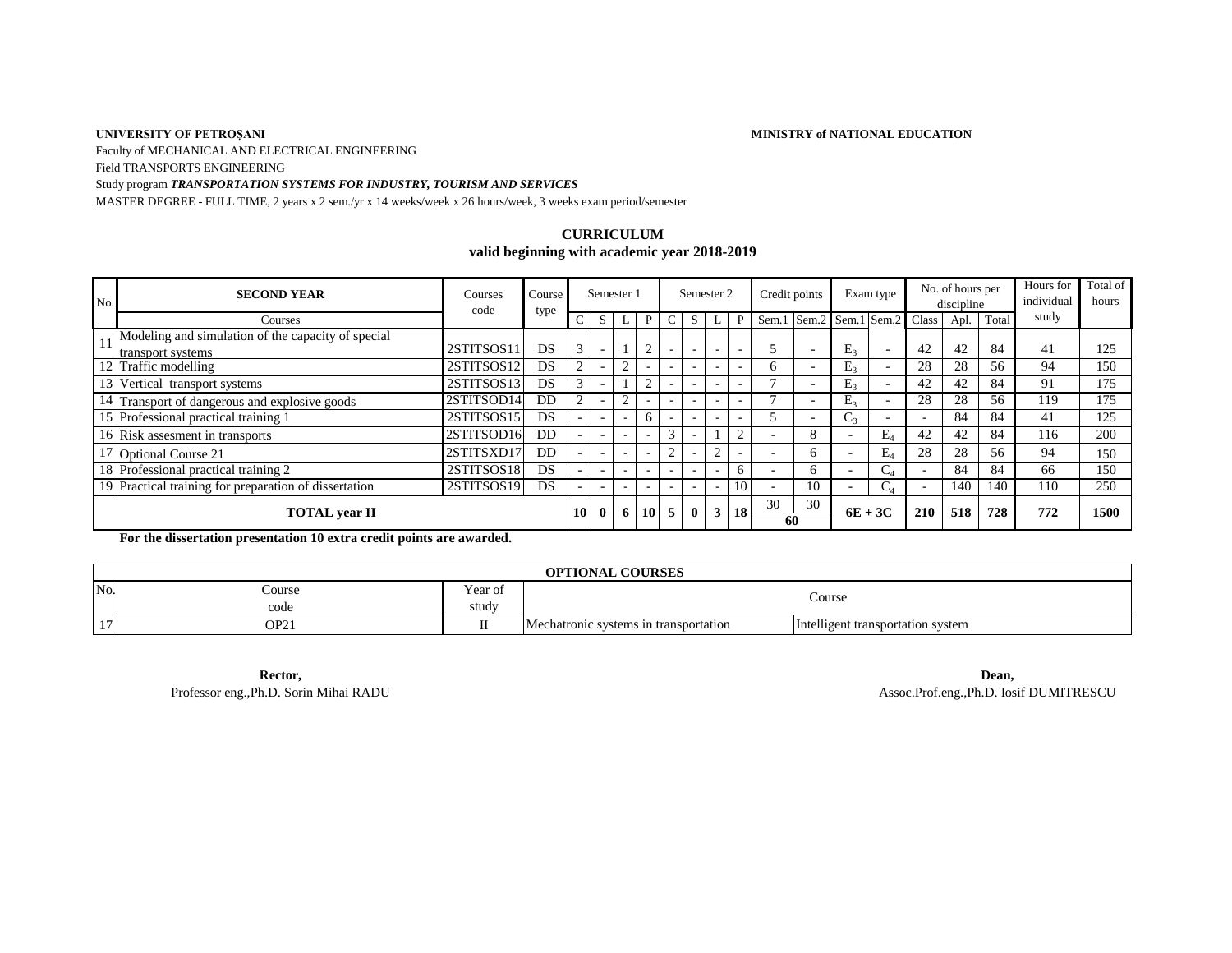**UNIVERSITY OF PETROȘANI** **MINISTRY of NATIONAL EDUCATION**

Faculty of MECHANICAL AND ELECTRICAL ENGINEERING

Field TRANSPORTS ENGINEERING

Study program ***TRANSPORTATION SYSTEMS FOR INDUSTRY, TOURISM AND SERVICES***

MASTER DEGREE - FULL TIME, 2 years x 2 sem./yr x 14 weeks/week x 26 hours/week, 3 weeks exam period/semester

**CURRICULUM**
**valid beginning with academic year 2018-2019**

| No. | **SECOND YEAR** | Courses code | Course type | Semester 1 | | | | Semester 2 | | | | Credit points | | Exam type | | No. of hours per discipline | | | Hours for individual study | Total of hours |
|---|---|---|---|---|---|---|---|---|---|---|---|---|---|---|---|---|---|---|---|---|
| | Courses | | | C | S | L | P | C | S | L | P | Sem.1 | Sem.2 | Sem.1 | Sem.2 | Class | Apl. | Total | | |
| 11 | Modeling and simulation of the capacity of special transport systems | 2STITSOS11 | DS | 3 | - | 1 | 2 | - | - | - | - | 5 | - | $E_3$ | - | 42 | 42 | 84 | 41 | 125 |
| 12 | Traffic modelling | 2STITSOS12 | DS | 2 | - | 2 | - | - | - | - | - | 6 | - | $E_3$ | - | 28 | 28 | 56 | 94 | 150 |
| 13 | Vertical transport systems | 2STITSOS13 | DS | 3 | - | 1 | 2 | - | - | - | - | 7 | - | $E_3$ | - | 42 | 42 | 84 | 91 | 175 |
| 14 | Transport of dangerous and explosive goods | 2STITSOD14 | DD | 2 | - | 2 | - | - | - | - | - | 7 | - | $E_3$ | - | 28 | 28 | 56 | 119 | 175 |
| 15 | Professional practical training 1 | 2STITSOS15 | DS | - | - | - | 6 | - | - | - | - | 5 | - | $C_3$ | - | - | 84 | 84 | 41 | 125 |
| 16 | Risk assesment in transports | 2STITSOD16 | DD | - | - | - | - | 3 | - | 1 | 2 | - | 8 | - | $E_4$ | 42 | 42 | 84 | 116 | 200 |
| 17 | Optional Course 21 | 2STITSXD17 | DD | - | - | - | - | 2 | - | 2 | - | - | 6 | - | $E_4$ | 28 | 28 | 56 | 94 | 150 |
| 18 | Professional practical training 2 | 2STITSOS18 | DS | - | - | - | - | - | - | - | 6 | - | 6 | - | $C_4$ | - | 84 | 84 | 66 | 150 |
| 19 | Practical training for preparation of dissertation | 2STITSOS19 | DS | - | - | - | - | - | - | - | 10 | - | 10 | - | $C_4$ | - | 140 | 140 | 110 | 250 |
| | **TOTAL year II** | | | **10** | **0** | **6** | **10** | **5** | **0** | **3** | **18** | 30 | 30 | **6E + 3C** | | **210** | **518** | **728** | **772** | **1500** |
| | | | | | | | | | | | | **60** | | | | | | | | |

**For the dissertation presentation 10 extra credit points are awarded.**

| **OPTIONAL COURSES** | | | | |
|---|---|---|---|---|
| No. | Course code | Year of study | Course | |
| 17 | OP21 | II | Mechatronic systems in transportation | Intelligent transportation system |

**Rector,**
Professor eng.,Ph.D. Sorin Mihai RADU

**Dean,**
Assoc.Prof.eng.,Ph.D. Iosif DUMITRESCU